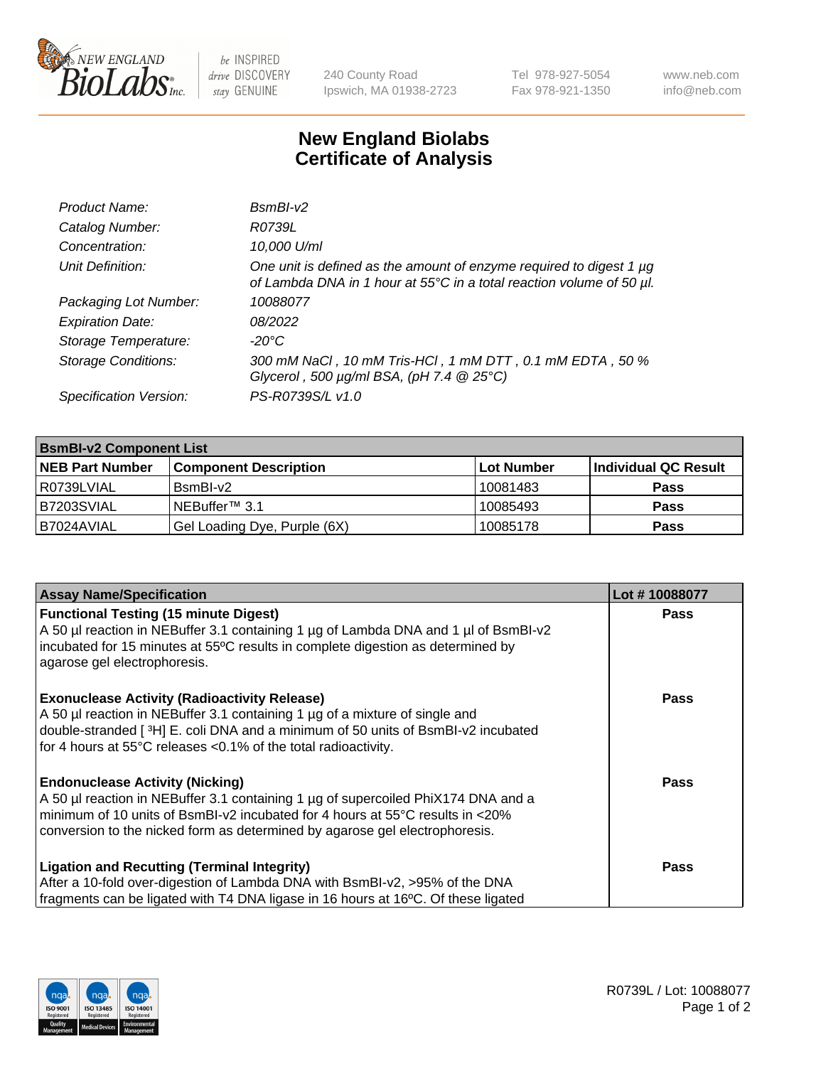# New England Biolabs Certificate of Analysis

| | |
|---|---|
| *Product Name:* | *BsmBI-v2* |
| *Catalog Number:* | *R0739L* |
| *Concentration:* | *10,000 U/ml* |
| *Unit Definition:* | *One unit is defined as the amount of enzyme required to digest 1 µg of Lambda DNA in 1 hour at 55°C in a total reaction volume of 50 µl.* |
| *Packaging Lot Number:* | *10088077* |
| *Expiration Date:* | *08/2022* |
| *Storage Temperature:* | *-20°C* |
| *Storage Conditions:* | *300 mM NaCl , 10 mM Tris-HCl , 1 mM DTT , 0.1 mM EDTA , 50 % Glycerol , 500 µg/ml BSA, (pH 7.4 @ 25°C)* |
| *Specification Version:* | *PS-R0739S/L v1.0* |

| **BsmBI-v2 Component List** | | | |
|---|---|---|---|
| **NEB Part Number** | **Component Description** | **Lot Number** | **Individual QC Result** |
| R0739LVIAL | BsmBI-v2 | 10081483 | **Pass** |
| B7203SVIAL | NEBuffer™ 3.1 | 10085493 | **Pass** |
| B7024AVIAL | Gel Loading Dye, Purple (6X) | 10085178 | **Pass** |

| **Assay Name/Specification** | **Lot # 10088077** |
|---|---|
| **Functional Testing (15 minute Digest)** A 50 µl reaction in NEBuffer 3.1 containing 1 µg of Lambda DNA and 1 µl of BsmBI-v2 incubated for 15 minutes at 55ºC results in complete digestion as determined by agarose gel electrophoresis. | **Pass** |
| **Exonuclease Activity (Radioactivity Release)** A 50 µl reaction in NEBuffer 3.1 containing 1 µg of a mixture of single and double-stranded [ $^{3}$H] E. coli DNA and a minimum of 50 units of BsmBI-v2 incubated for 4 hours at 55°C releases <0.1% of the total radioactivity. | **Pass** |
| **Endonuclease Activity (Nicking)** A 50 µl reaction in NEBuffer 3.1 containing 1 µg of supercoiled PhiX174 DNA and a minimum of 10 units of BsmBI-v2 incubated for 4 hours at 55°C results in <20% conversion to the nicked form as determined by agarose gel electrophoresis. | **Pass** |
| **Ligation and Recutting (Terminal Integrity)** After a 10-fold over-digestion of Lambda DNA with BsmBI-v2, >95% of the DNA fragments can be ligated with T4 DNA ligase in 16 hours at 16ºC. Of these ligated | **Pass** |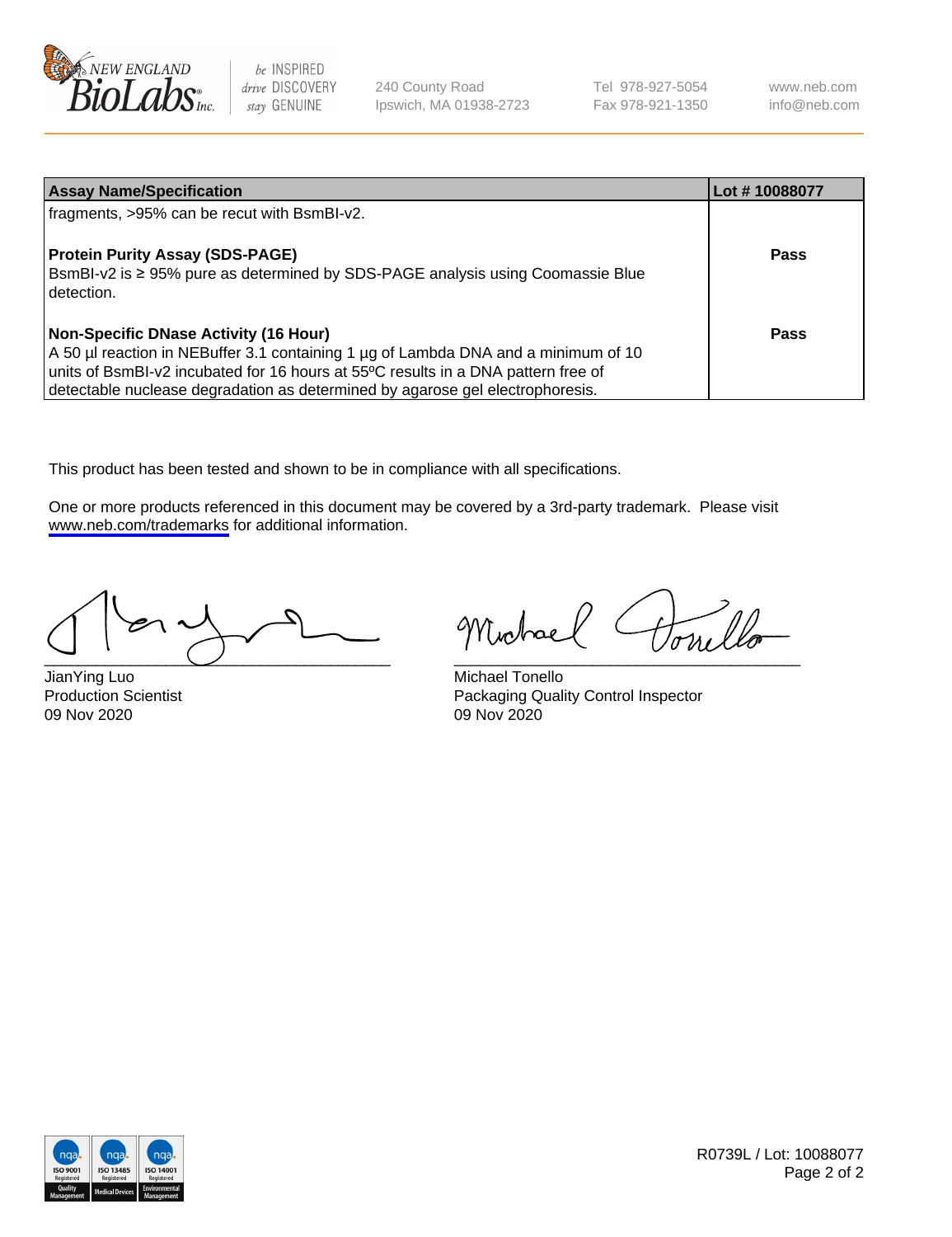| Assay Name/Specification | Lot # 10088077 |
|---|---|
| fragments, >95% can be recut with BsmBI-v2. | |
| **Protein Purity Assay (SDS-PAGE)**<br>BsmBI-v2 is ≥ 95% pure as determined by SDS-PAGE analysis using Coomassie Blue detection. | **Pass** |
| **Non-Specific DNase Activity (16 Hour)**<br>A 50 µl reaction in NEBuffer 3.1 containing 1 µg of Lambda DNA and a minimum of 10 units of BsmBI-v2 incubated for 16 hours at 55ºC results in a DNA pattern free of detectable nuclease degradation as determined by agarose gel electrophoresis. | **Pass** |

This product has been tested and shown to be in compliance with all specifications.

One or more products referenced in this document may be covered by a 3rd-party trademark. Please visit www.neb.com/trademarks for additional information.

JianYing Luo
Production Scientist
09 Nov 2020

Michael Tonello
Packaging Quality Control Inspector
09 Nov 2020

R0739L / Lot: 10088077